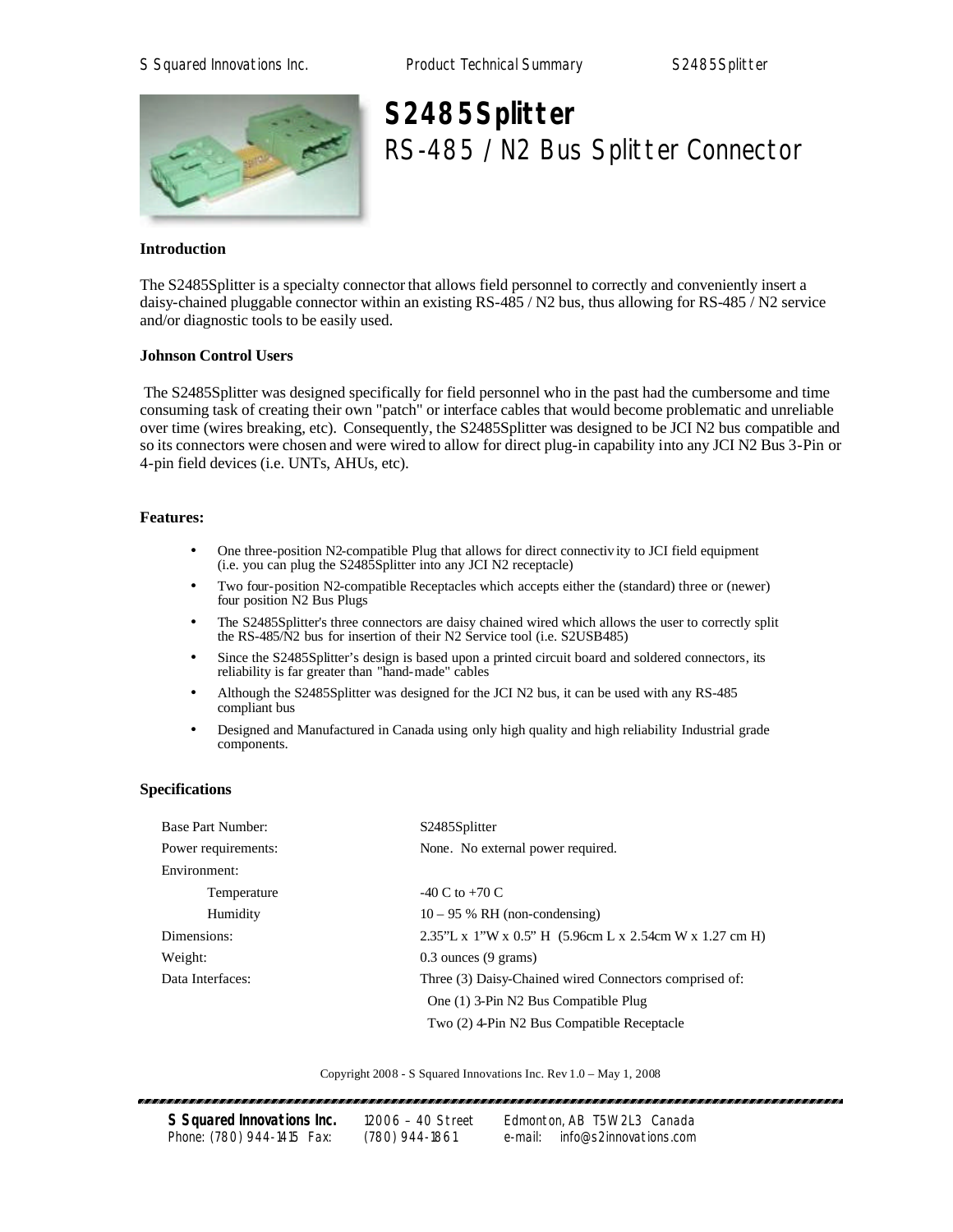# S2485Splitter

## RS-485 / N2 Bus Splitter Connector

### Introduction

The S2485Splitter is a specialty connector that allows field personnel to correctly and conveniently insert a daisy-chained pluggable connector within an existing RS-485 / N2 bus, thus allowing for RS-485 / N2 service and/or diagnostic tools to be easily used.

### Johnson Control Users

The S2485Splitter was designed specifically for field personnel who in the past had the cumbersome and time consuming task of creating their own "patch" or interface cables that would become problematic and unreliable over time (wires breaking, etc). Consequently, the S2485Splitter was designed to be JCI N2 bus compatible and so its connectors were chosen and were wired to allow for direct plug-in capability into any JCI N2 Bus 3-Pin or 4-pin field devices (i.e. UNTs, AHUs, etc).

### Features:

- One three-position N2-compatible Plug that allows for direct connectivity to JCI field equipment (i.e. you can plug the S2485Splitter into any JCI N2 receptacle)
- Two four-position N2-compatible Receptacles which accepts either the (standard) three or (newer) four position N2 Bus Plugs
- The S2485Splitter's three connectors are daisy chained wired which allows the user to correctly split the RS-485/N2 bus for insertion of their N2 Service tool (i.e. S2USB485)
- Since the S2485Splitter's design is based upon a printed circuit board and soldered connectors, its reliability is far greater than "hand-made" cables
- Although the S2485Splitter was designed for the JCI N2 bus, it can be used with any RS-485 compliant bus
- Designed and Manufactured in Canada using only high quality and high reliability Industrial grade components.

### Specifications

| | |
|---|---|
| Base Part Number: | S2485Splitter |
| Power requirements: | None. No external power required. |
| Environment: | |
| Temperature | -40 C to +70 C |
| Humidity | 10 – 95 % RH (non-condensing) |
| Dimensions: | 2.35"L x 1"W x 0.5" H (5.96cm L x 2.54cm W x 1.27 cm H) |
| Weight: | 0.3 ounces (9 grams) |
| Data Interfaces: | Three (3) Daisy-Chained wired Connectors comprised of: |
| | One (1) 3-Pin N2 Bus Compatible Plug |
| | Two (2) 4-Pin N2 Bus Compatible Receptacle |

Copyright 2008 - S Squared Innovations Inc. Rev 1.0 – May 1, 2008

**S Squared Innovations Inc.** 12006 – 40 Street Edmonton, AB T5W 2L3 Canada
Phone: (780) 944-1415 Fax: (780) 944-1861 e-mail: info@s2innovations.com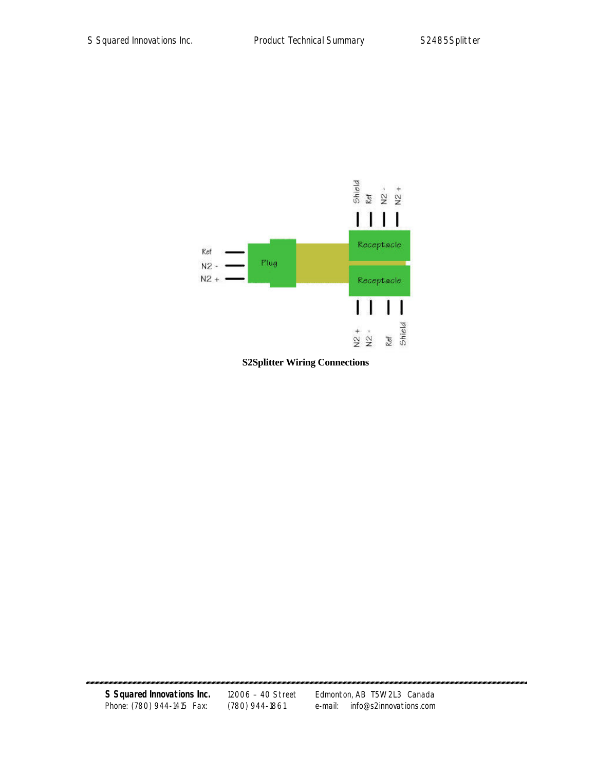Shield
Ref
N2 -
N2 +

Ref
N2 -
N2 +

Plug

Receptacle

Receptacle

N2 +
N2 -
Ref
Shield

**S2Splitter Wiring Connections**